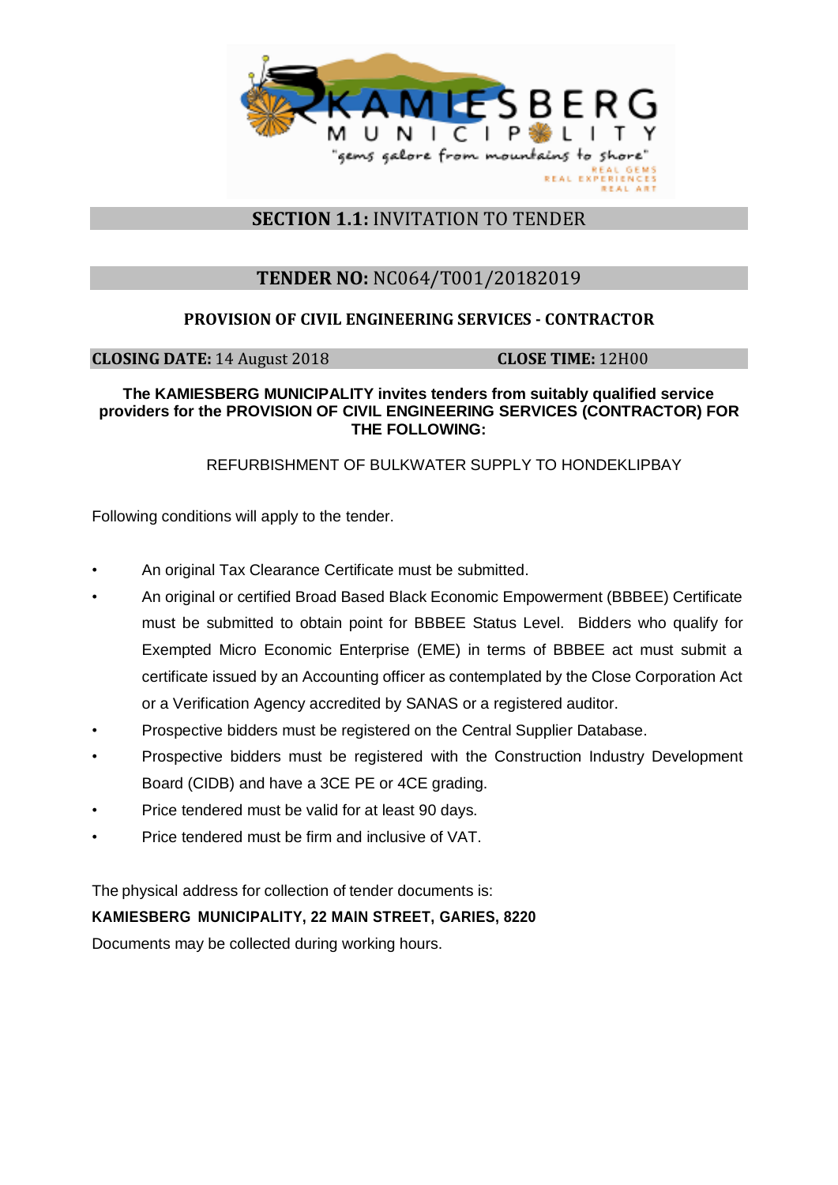## **SECTION 1.1:** INVITATION TO TENDER

## **TENDER NO:** NC064/T001/20182019

**PROVISION OF CIVIL ENGINEERING SERVICES - CONTRACTOR**

**CLOSING DATE:** 14 August 2018 **CLOSE TIME:** 12H00

**The KAMIESBERG MUNICIPALITY invites tenders from suitably qualified service providers for the PROVISION OF CIVIL ENGINEERING SERVICES (CONTRACTOR) FOR THE FOLLOWING:**

REFURBISHMENT OF BULKWATER SUPPLY TO HONDEKLIPBAY

Following conditions will apply to the tender.

- An original Tax Clearance Certificate must be submitted.
- An original or certified Broad Based Black Economic Empowerment (BBBEE) Certificate must be submitted to obtain point for BBBEE Status Level. Bidders who qualify for Exempted Micro Economic Enterprise (EME) in terms of BBBEE act must submit a certificate issued by an Accounting officer as contemplated by the Close Corporation Act or a Verification Agency accredited by SANAS or a registered auditor.
- Prospective bidders must be registered on the Central Supplier Database.
- Prospective bidders must be registered with the Construction Industry Development Board (CIDB) and have a 3CE PE or 4CE grading.
- Price tendered must be valid for at least 90 days.
- Price tendered must be firm and inclusive of VAT.

The physical address for collection of tender documents is:

**KAMIESBERG MUNICIPALITY, 22 MAIN STREET, GARIES, 8220**

Documents may be collected during working hours.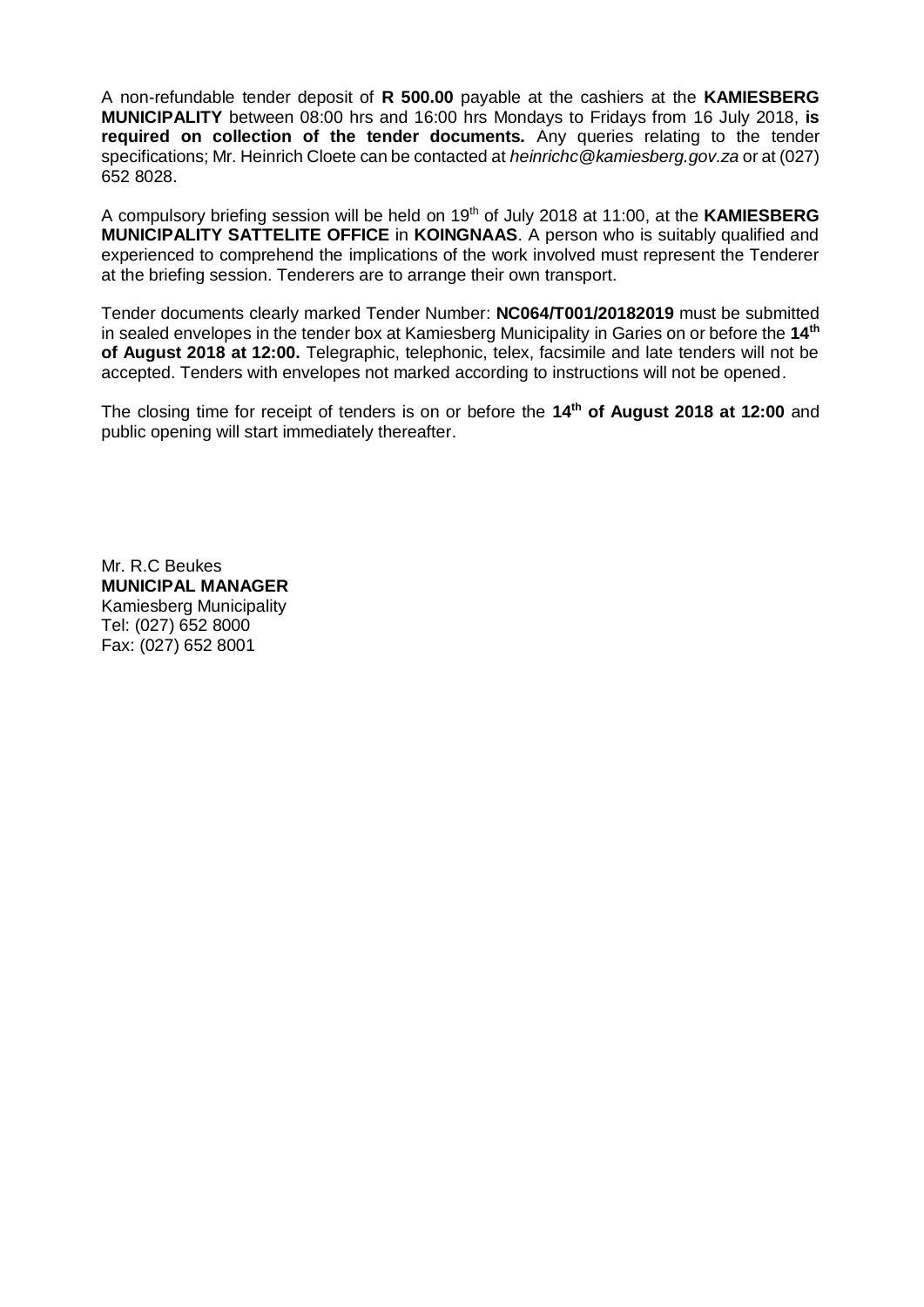A non-refundable tender deposit of **R 500.00** payable at the cashiers at the **KAMIESBERG MUNICIPALITY** between 08:00 hrs and 16:00 hrs Mondays to Fridays from 16 July 2018, **is required on collection of the tender documents.** Any queries relating to the tender specifications; Mr. Heinrich Cloete can be contacted at *heinrichc@kamiesberg.gov.za* or at (027) 652 8028.

A compulsory briefing session will be held on 19th of July 2018 at 11:00, at the **KAMIESBERG MUNICIPALITY SATTELITE OFFICE** in **KOINGNAAS**. A person who is suitably qualified and experienced to comprehend the implications of the work involved must represent the Tenderer at the briefing session. Tenderers are to arrange their own transport.

Tender documents clearly marked Tender Number: **NC064/T001/20182019** must be submitted in sealed envelopes in the tender box at Kamiesberg Municipality in Garies on or before the **14th of August 2018 at 12:00.** Telegraphic, telephonic, telex, facsimile and late tenders will not be accepted. Tenders with envelopes not marked according to instructions will not be opened.

The closing time for receipt of tenders is on or before the **14th of August 2018 at 12:00** and public opening will start immediately thereafter.

Mr. R.C Beukes
**MUNICIPAL MANAGER**
Kamiesberg Municipality
Tel: (027) 652 8000
Fax: (027) 652 8001